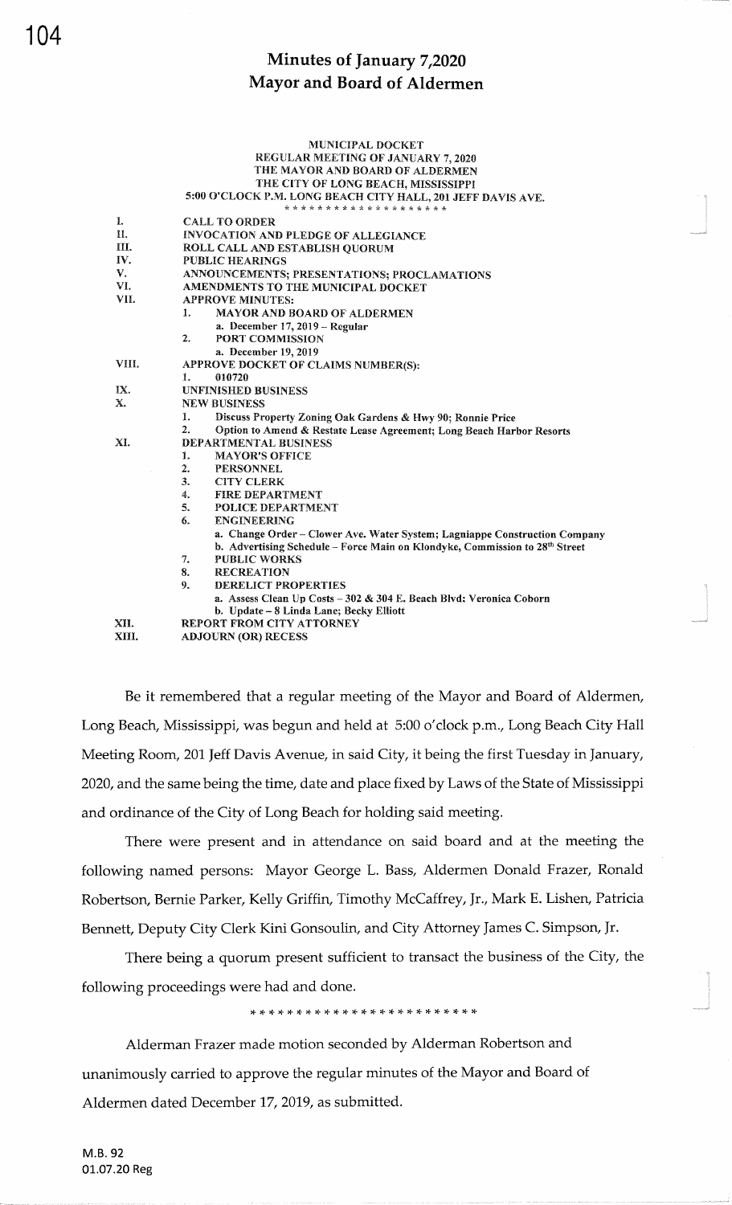# Minutes of January 7,2020
# Mayor and Board of Aldermen

MUNICIPAL DOCKET
REGULAR MEETING OF JANUARY 7, 2020
THE MAYOR AND BOARD OF ALDERMEN
THE CITY OF LONG BEACH, MISSISSIPPI
5:00 O'CLOCK P.M. LONG BEACH CITY HALL, 201 JEFF DAVIS AVE.

\* \* \* \* \* \* \* \* \* \* \* \* \* \* \* \* \* \*

I. CALL TO ORDER
II. INVOCATION AND PLEDGE OF ALLEGIANCE
III. ROLL CALL AND ESTABLISH QUORUM
IV. PUBLIC HEARINGS
V. ANNOUNCEMENTS; PRESENTATIONS; PROCLAMATIONS
VI. AMENDMENTS TO THE MUNICIPAL DOCKET
VII. APPROVE MINUTES:
  1. MAYOR AND BOARD OF ALDERMEN
     a. December 17, 2019 – Regular
  2. PORT COMMISSION
     a. December 19, 2019
VIII. APPROVE DOCKET OF CLAIMS NUMBER(S):
  1. 010720
IX. UNFINISHED BUSINESS
X. NEW BUSINESS
  1. Discuss Property Zoning Oak Gardens & Hwy 90; Ronnie Price
  2. Option to Amend & Restate Lease Agreement; Long Beach Harbor Resorts
XI. DEPARTMENTAL BUSINESS
  1. MAYOR'S OFFICE
  2. PERSONNEL
  3. CITY CLERK
  4. FIRE DEPARTMENT
  5. POLICE DEPARTMENT
  6. ENGINEERING
     a. Change Order – Clower Ave. Water System; Lagniappe Construction Company
     b. Advertising Schedule – Force Main on Klondyke, Commission to 28th Street
  7. PUBLIC WORKS
  8. RECREATION
  9. DERELICT PROPERTIES
     a. Assess Clean Up Costs – 302 & 304 E. Beach Blvd; Veronica Coborn
     b. Update – 8 Linda Lane; Becky Elliott
XII. REPORT FROM CITY ATTORNEY
XIII. ADJOURN (OR) RECESS

Be it remembered that a regular meeting of the Mayor and Board of Aldermen, Long Beach, Mississippi, was begun and held at 5:00 o'clock p.m., Long Beach City Hall Meeting Room, 201 Jeff Davis Avenue, in said City, it being the first Tuesday in January, 2020, and the same being the time, date and place fixed by Laws of the State of Mississippi and ordinance of the City of Long Beach for holding said meeting.

There were present and in attendance on said board and at the meeting the following named persons: Mayor George L. Bass, Aldermen Donald Frazer, Ronald Robertson, Bernie Parker, Kelly Griffin, Timothy McCaffrey, Jr., Mark E. Lishen, Patricia Bennett, Deputy City Clerk Kini Gonsoulin, and City Attorney James C. Simpson, Jr.

There being a quorum present sufficient to transact the business of the City, the following proceedings were had and done.

\* \* \* \* \* \* \* \* \* \* \* \* \* \* \* \* \* \* \* \* \* \* \* \* \*

Alderman Frazer made motion seconded by Alderman Robertson and unanimously carried to approve the regular minutes of the Mayor and Board of Aldermen dated December 17, 2019, as submitted.

M.B. 92
01.07.20 Reg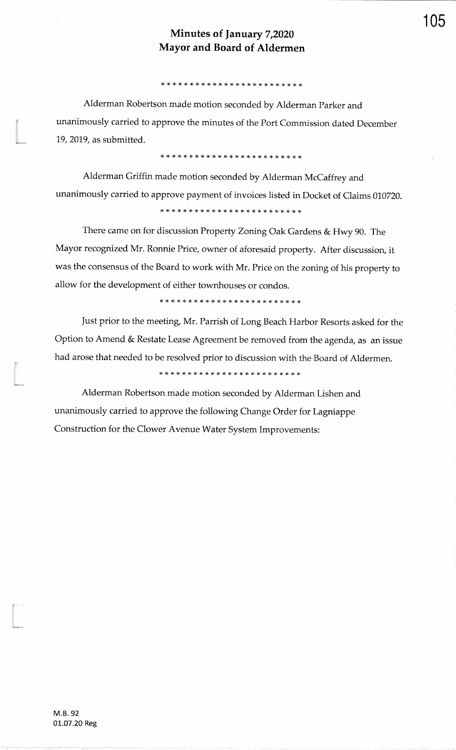# Minutes of January 7,2020
# Mayor and Board of Aldermen

*************************

Alderman Robertson made motion seconded by Alderman Parker and unanimously carried to approve the minutes of the Port Commission dated December 19, 2019, as submitted.

*************************

Alderman Griffin made motion seconded by Alderman McCaffrey and unanimously carried to approve payment of invoices listed in Docket of Claims 010720.

*************************

There came on for discussion Property Zoning Oak Gardens & Hwy 90. The Mayor recognized Mr. Ronnie Price, owner of aforesaid property. After discussion, it was the consensus of the Board to work with Mr. Price on the zoning of his property to allow for the development of either townhouses or condos.

*************************

Just prior to the meeting, Mr. Parrish of Long Beach Harbor Resorts asked for the Option to Amend & Restate Lease Agreement be removed from the agenda, as an issue had arose that needed to be resolved prior to discussion with the Board of Aldermen.

*************************

Alderman Robertson made motion seconded by Alderman Lishen and unanimously carried to approve the following Change Order for Lagniappe Construction for the Clower Avenue Water System Improvements:

M.B. 92
01.07.20 Reg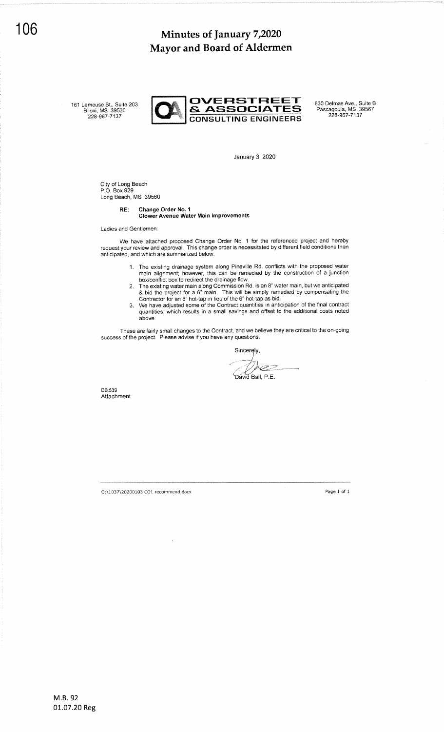# Minutes of January 7,2020
# Mayor and Board of Aldermen

161 Lameuse St., Suite 203
Biloxi, MS 39530
228-967-7137

**OVERSTREET & ASSOCIATES**
**CONSULTING ENGINEERS**

630 Delmas Ave., Suite B
Pascagoula, MS 39567
228-967-7137

January 3, 2020

City of Long Beach
P.O. Box 929
Long Beach, MS 39560

**RE: Change Order No. 1**
**Clower Avenue Water Main Improvements**

Ladies and Gentlemen:

We have attached proposed Change Order No. 1 for the referenced project and hereby request your review and approval. This change order is necessitated by different field conditions than anticipated, and which are summarized below:

1. The existing drainage system along Pineville Rd. conflicts with the proposed water main alignment; however, this can be remedied by the construction of a junction box/conflict box to redirect the drainage flow.
2. The existing water main along Commission Rd. is an 8" water main, but we anticipated & bid the project for a 6" main. This will be simply remedied by compensating the Contractor for an 8" hot-tap in lieu of the 6" hot-tap as bid.
3. We have adjusted some of the Contract quantities in anticipation of the final contract quantities, which results in a small savings and offset to the additional costs noted above.

These are fairly small changes to the Contract, and we believe they are critical to the on-going success of the project. Please advise if you have any questions.

Sincerely,

David Ball, P.E.

DB:539
Attachment

O:\1037\20200103 CO1 recommend.docx

M.B. 92
01.07.20 Reg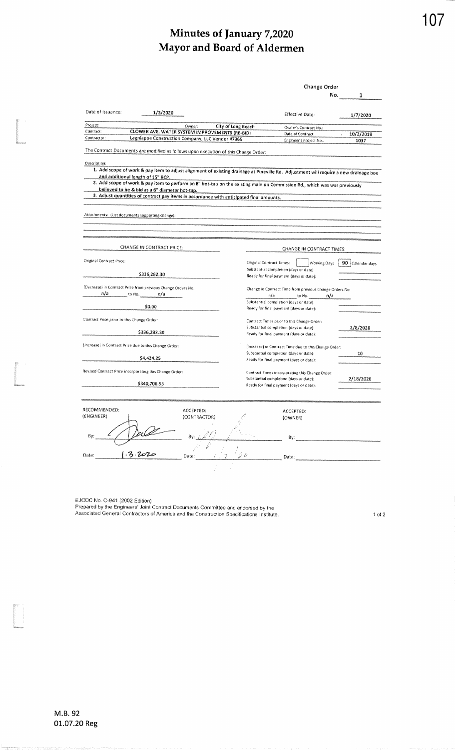# Minutes of January 7,2020
# Mayor and Board of Aldermen

**Change Order**

No. 1

| | | | |
|---|---|---|---|
| Date of Issuance: | 1/3/2020 | Effective Date: | 1/7/2020 |
| Project: | Owner: City of Long Beach | Owner's Contract No.: | |
| Contract: | CLOWER AVE. WATER SYSTEM IMPROVEMENTS (RE-BID) | Date of Contract: | 10/2/2019 |
| Contractor: | Lagniappe Construction Company, LLC Vendor #7365 | Engineer's Project No.: | 1037 |

The Contract Documents are modified as follows upon execution of this Change Order:

Description:

1. Add scope of work & pay item to adjust alignment of existing drainage at Pineville Rd. Adjustment will require a new drainage box and additional length of 15" RCP.
2. Add scope of work & pay item to perform an 8" hot-tap on the existing main on Commission Rd., which was was previously believed to be & bid as a 6" diameter hot-tap.
3. Adjust quantities of contract pay items in accordance with anticipated final amounts.

Attachments: (List documents supporting change):

| CHANGE IN CONTRACT PRICE: | CHANGE IN CONTRACT TIMES: |
|---|---|
| Original Contract Price: $336,282.30 | Original Contract Times: [ ] Working Days [90] Calendar days<br>Substantial completion (days or date):<br>Ready for final payment (days or date): |
| [Decrease] in Contract Price from previous Change Orders No. n/a to No. n/a: $0.00 | Change in Contract Time from previous Change Orders No. n/a to No. n/a<br>Substantial completion (days or date):<br>Ready for final payment (days or date): |
| Contract Price prior to this Change Order: $336,282.30 | Contract Times prior to this Change Order:<br>Substantial completion (days or date): 2/8/2020<br>Ready for final payment (days or date): |
| [Increase] in Contract Price due to this Change Order: $4,424.25 | [Increase] in Contract Time due to this Change Order:<br>Substantial completion (days or date): 10<br>Ready for final payment (days or date): |
| Revised Contract Price incorporating this Change Order: $340,706.55 | Contract Times incorporating this Change Order:<br>Substantial completion (days or date): 2/18/2020<br>Ready for final payment (days or date): |

| RECOMMENDED: (ENGINEER) | ACCEPTED: (CONTRACTOR) | ACCEPTED: (OWNER) |
|---|---|---|
| By: [signature] | By: [signature] | By: |
| Date: 1.3.2020 | Date: 1/7/20 | Date: |

EJCDC No. C-941 (2002 Edition)
Prepared by the Engineers' Joint Contract Documents Committee and endorsed by the Associated General Contractors of America and the Construction Specifications Institute.

M.B. 92
01.07.20 Reg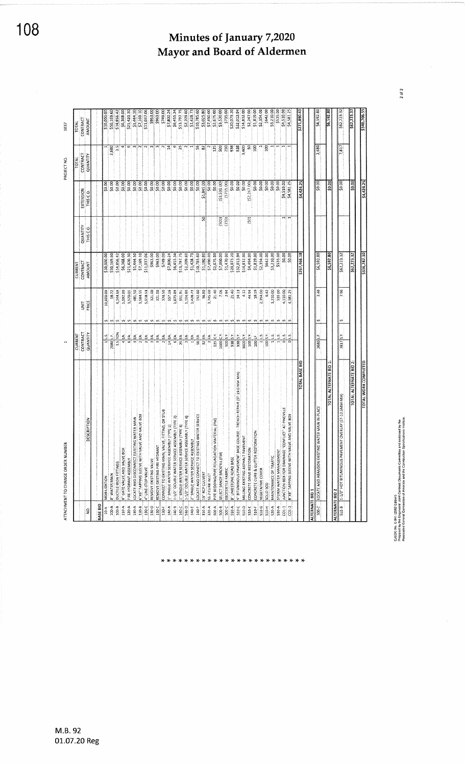ATTACHMENT TO CHANGE ORDER NUMBER 1 PROJECT NO. 1037

| NO | DESCRIPTION | CURRENT CONTRACT QUANTITY | UNIT | UNIT PRICE | CURRENT CONTRACT AMOUNT | QUANTITY THIS C.O. | EXTENSION THIS C.O. | TOTAL CONTRACT QUANTITY | TOTAL CONTRACT AMOUNT |
|---|---|---|---|---|---|---|---|---|---|
| **BASE BID** | | | | | | | | | |
| 10-A | MOBILIZATION | 1 | L.S. | $ 10,000.00 | $10,000.00 | | $0.00 | 1 | $10,000.00 |
| 100-A | 8" WATER MAIN | 2680 | L.F. | $ 18.72 | $50,169.60 | | $0.00 | 2,680 | $50,169.60 |
| 100-B | DUCTILE IRON FITTINGS | 3.5 | TON | $ 4,244.69 | $14,856.42 | | $0.00 | 3.5 | $14,856.42 |
| 110-A | 8" GATE VALVE AND VALVE BOX | 4 | EA. | $ 1,592.00 | $6,368.00 | | $0.00 | 4 | $6,368.00 |
| 120-A | FIRE HYDRANT ASSEMBLY | 6 | EA. | $ 3,570.05 | $21,420.30 | | $0.00 | 6 | $21,420.30 |
| 130-A | LOCATE AND DISCONNECT EXISTING WATER MAIN | 3 | EA. | $ 481.50 | $1,444.50 | | $0.00 | 3 | $1,444.50 |
| 130-B | 6"X8" TAPPING SLEEVE WITH VALVE AND VALVE BOX | 2 | EA. | $ 3,584.55 | $7,169.10 | | $0.00 | 2 | $7,169.10 |
| 130-C | 4" LINE-STOP VALVE | 2 | EA. | $ 5,518.53 | $11,037.06 | | $0.00 | 2 | $11,037.06 |
| 130-D | REMOVE EXISTING VALVE | 3 | EA. | $ 321.00 | $963.00 | | $0.00 | 3 | $963.00 |
| 130-E | REMOVE EXISTING FIRE HYDRANT | 3 | EA. | $ 321.00 | $963.00 | | $0.00 | 3 | $963.00 |
| 130-F | CONNECT TO EXISTING MAIN, VALVE, FITTINGS, OR STUB | 2 | EA. | $ 374.50 | $749.00 | | $0.00 | 2 | $749.00 |
| 140-A | 1" SINGLE WATER SERVICE ASSEMBLY (TYPE 1) | 14 | EA. | $ 557.16 | $7,800.24 | | $0.00 | 14 | $7,800.24 |
| 140-B | 1-1/2" DOUBLE WATER SERVICE ASSEMBLY (TYPE 2) | 6 | EA. | $ 1,075.89 | $6,455.34 | | $0.00 | 6 | $6,455.34 |
| 140-C | 1" SINGLE WATER SERVICE ASSEMBLY (TYPE 3) | 25 | EA. | $ 551.91 | $13,797.75 | | $0.00 | 25 | $13,797.75 |
| 140-D | 1-1/2" DOUBLE WATER SERVICE ASSEMBLY (TYPE 4) | 2 | EA. | $ 1,104.80 | $2,209.60 | | $0.00 | 2 | $2,209.60 |
| 140-E | 2" SINGLE WATER SERVICE ASSEMBLY | 1 | EA. | $ 1,428.73 | $1,428.73 | | $0.00 | 1 | $1,428.73 |
| 140-F | LOCATE AND CONNECT TO EXISTING WATER SERVICE | 56 | EA. | $ 192.60 | $10,785.60 | | $0.00 | 56 | $10,785.60 |
| 310-A | 15" RCP CULVERT | 32 | L.F. | $ 36.90 | $1,180.80 | 50 | $1,845.00 | 82 | $3,025.80 |
| 320-A | SS-2 CURB INLET | 2 | EA. | $ 3,745.00 | $7,490.00 | | $0.00 | 2 | $7,490.00 |
| 500-A | PIPE BEDDING/PIPE FOUNDATION MATERIAL (PM) | 125 | C.Y. | $ 21.40 | $2,675.00 | | $0.00 | 125 | $2,675.00 |
| 500-B | SELECT SANDY BACKFILL (FM) | 1000 | C.Y. | $ 7.06 | $7,060.00 | (500) | ($3,530.00) | 500 | $3,530.00 |
| 500-C | GEOTEXTILE FABRIC | 500 | S.Y. | $ 2.94 | $1,470.00 | (250) | ($735.00) | 250 | $735.00 |
| 510-A | 8" LIMESTONE ROAD BASE | 938 | S.Y. | $ 21.40 | $20,073.20 | | $0.00 | 938 | $20,073.20 |
| 510-C | 4" BITUMINOUS PAVEMENT BASE COURSE - TRENCH REPAIR (ST-19.0 MM MIX) | 938 | S.Y. | $ 34.13 | $32,013.94 | | $0.00 | 938 | $32,013.94 |
| 510-D | MILLING EXISTING ASPHALT PAVEMENT | 3600 | S.Y. | $ 4.12 | $14,832.00 | | $0.00 | 3,600 | $14,832.00 |
| 510-E | CONCRETE DRIVE RESTORATION | 100 | S.Y. | $ 44.94 | $4,494.00 | (50) | ($2,247.00) | 50 | $2,247.00 |
| 510-F | CONCRETE CURB & GUTTER RESTORATION | 100 | L.F. | $ 18.19 | $1,819.00 | | $0.00 | 100 | $1,819.00 |
| 510-G | VEGETATIVE COVER | 1 | L.S. | $ 2,354.00 | $2,354.00 | | $0.00 | 1 | $2,354.00 |
| 510-H | SOLID SOD | 100 | S.Y. | $ 6.42 | $642.00 | | $0.00 | 100 | $642.00 |
| 520-A | MAINTENANCE OF TRAFFIC | 1 | L.S. | $ 3,210.00 | $3,210.00 | | $0.00 | 1 | $3,210.00 |
| 530-A | STORM WATER MANAGEMENT | 1 | L.S. | $ 535.00 | $535.00 | | $0.00 | 1 | $535.00 |
| CO1-1 | JUNCTION BOX FOR DRAINAGE "CONFLICT" AT PINEVILLE | 0 | L.S. | $ 4,510.00 | $0.00 | 1 | $4,510.00 | 1 | $4,510.00 |
| CO1-2 | 8"X8" TAPPING SLEEVE WITH VALVE AND VALVE BOX | 0 | L.S. | $ 4,581.25 | $0.00 | 1 | $4,581.25 | 1 | $4,581.25 |
| | | TOTAL BASE BID | | | $267,466.18 | | $4,424.25 | | $271,890.43 |
| **ALTERNATE BID 1** | | | | | | | | | |
| 100-C | LOCATE AND ABANDON EXISTING WATER MAIN IN-PLACE | 2680 | L.F. | $ 2.46 | $6,592.80 | | $0.00 | 2,680 | $6,592.80 |
| | | TOTAL ALTERNATE BID 1: | | | $6,592.80 | | $0.00 | | $6,592.80 |
| **ALTERNATE BID 2** | | | | | | | | | |
| 510-B | 1-1/2" HOT BITUMINOUS PAVEMENT OVERLAY (ST-12.5MM MIX) | 7817 | S.Y. | $ 7.96 | $62,223.32 | | $0.00 | 7,817 | $62,223.32 |
| | | TOTAL ALTERNATE BID 2: | | | $62,223.32 | | $0.00 | | $62,223.32 |
| | | TOTAL WORK COMPLETED | | | $336,282.30 | | $4,424.25 | | $340,706.55 |

EJCDC No. C-941 (2002 Edition)
Prepared by the Engineers' Joint Contract Documents Committee and endorsed by the Associated General Contractors of America and the Construction Specifications Institute.

* * * * * * * * * * * * * * * * * * * * * * * * * *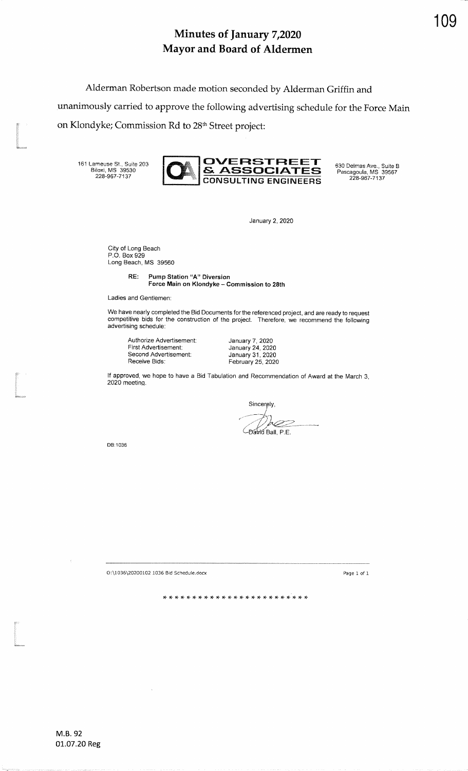# Minutes of January 7,2020
# Mayor and Board of Aldermen

Alderman Robertson made motion seconded by Alderman Griffin and unanimously carried to approve the following advertising schedule for the Force Main on Klondyke; Commission Rd to 28th Street project:

161 Lameuse St., Suite 203
Biloxi, MS 39530
228-967-7137

**OVERSTREET & ASSOCIATES**
**CONSULTING ENGINEERS**

630 Delmas Ave., Suite B
Pascagoula, MS 39567
228-967-7137

January 2, 2020

City of Long Beach
P.O. Box 929
Long Beach, MS 39560

**RE: Pump Station "A" Diversion**
**Force Main on Klondyke – Commission to 28th**

Ladies and Gentlemen:

We have nearly completed the Bid Documents for the referenced project, and are ready to request competitive bids for the construction of the project. Therefore, we recommend the following advertising schedule:

| | |
|---|---|
| Authorize Advertisement: | January 7, 2020 |
| First Advertisement: | January 24, 2020 |
| Second Advertisement: | January 31, 2020 |
| Receive Bids: | February 25, 2020 |

If approved, we hope to have a Bid Tabulation and Recommendation of Award at the March 3, 2020 meeting.

Sincerely,

David Ball, P.E.

DB:1036

O:\1036\20200102 1036 Bid Schedule.docx

Page 1 of 1

* * * * * * * * * * * * * * * * * * * * * * * *

M.B. 92
01.07.20 Reg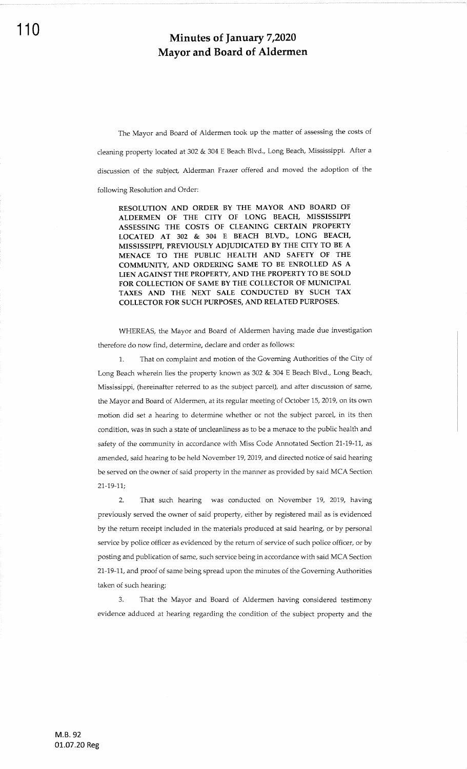# Minutes of January 7,2020
# Mayor and Board of Aldermen

The Mayor and Board of Aldermen took up the matter of assessing the costs of cleaning property located at 302 & 304 E Beach Blvd., Long Beach, Mississippi. After a discussion of the subject, Alderman Frazer offered and moved the adoption of the following Resolution and Order:

**RESOLUTION AND ORDER BY THE MAYOR AND BOARD OF ALDERMEN OF THE CITY OF LONG BEACH, MISSISSIPPI ASSESSING THE COSTS OF CLEANING CERTAIN PROPERTY LOCATED AT 302 & 304 E BEACH BLVD., LONG BEACH, MISSISSIPPI, PREVIOUSLY ADJUDICATED BY THE CITY TO BE A MENACE TO THE PUBLIC HEALTH AND SAFETY OF THE COMMUNITY, AND ORDERING SAME TO BE ENROLLED AS A LIEN AGAINST THE PROPERTY, AND THE PROPERTY TO BE SOLD FOR COLLECTION OF SAME BY THE COLLECTOR OF MUNICIPAL TAXES AND THE NEXT SALE CONDUCTED BY SUCH TAX COLLECTOR FOR SUCH PURPOSES, AND RELATED PURPOSES.**

WHEREAS, the Mayor and Board of Aldermen having made due investigation therefore do now find, determine, declare and order as follows:

1. That on complaint and motion of the Governing Authorities of the City of Long Beach wherein lies the property known as 302 & 304 E Beach Blvd., Long Beach, Mississippi, (hereinafter referred to as the subject parcel), and after discussion of same, the Mayor and Board of Aldermen, at its regular meeting of October 15, 2019, on its own motion did set a hearing to determine whether or not the subject parcel, in its then condition, was in such a state of uncleanliness as to be a menace to the public health and safety of the community in accordance with Miss Code Annotated Section 21-19-11, as amended, said hearing to be held November 19, 2019, and directed notice of said hearing be served on the owner of said property in the manner as provided by said MCA Section 21-19-11;

2. That such hearing was conducted on November 19, 2019, having previously served the owner of said property, either by registered mail as is evidenced by the return receipt included in the materials produced at said hearing, or by personal service by police officer as evidenced by the return of service of such police officer, or by posting and publication of same, such service being in accordance with said MCA Section 21-19-11, and proof of same being spread upon the minutes of the Governing Authorities taken of such hearing;

3. That the Mayor and Board of Aldermen having considered testimony evidence adduced at hearing regarding the condition of the subject property and the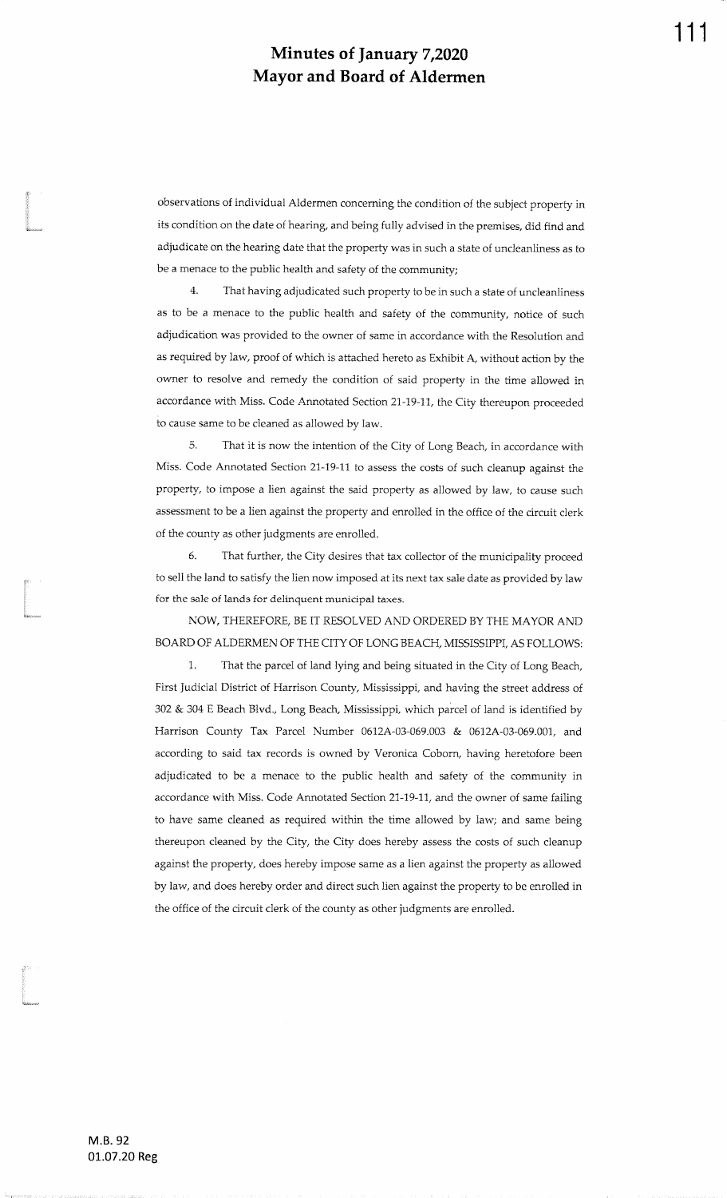observations of individual Aldermen concerning the condition of the subject property in its condition on the date of hearing, and being fully advised in the premises, did find and adjudicate on the hearing date that the property was in such a state of uncleanliness as to be a menace to the public health and safety of the community;

4. That having adjudicated such property to be in such a state of uncleanliness as to be a menace to the public health and safety of the community, notice of such adjudication was provided to the owner of same in accordance with the Resolution and as required by law, proof of which is attached hereto as Exhibit A, without action by the owner to resolve and remedy the condition of said property in the time allowed in accordance with Miss. Code Annotated Section 21-19-11, the City thereupon proceeded to cause same to be cleaned as allowed by law.

5. That it is now the intention of the City of Long Beach, in accordance with Miss. Code Annotated Section 21-19-11 to assess the costs of such cleanup against the property, to impose a lien against the said property as allowed by law, to cause such assessment to be a lien against the property and enrolled in the office of the circuit clerk of the county as other judgments are enrolled.

6. That further, the City desires that tax collector of the municipality proceed to sell the land to satisfy the lien now imposed at its next tax sale date as provided by law for the sale of lands for delinquent municipal taxes.

NOW, THEREFORE, BE IT RESOLVED AND ORDERED BY THE MAYOR AND BOARD OF ALDERMEN OF THE CITY OF LONG BEACH, MISSISSIPPI, AS FOLLOWS:

1. That the parcel of land lying and being situated in the City of Long Beach, First Judicial District of Harrison County, Mississippi, and having the street address of 302 & 304 E Beach Blvd., Long Beach, Mississippi, which parcel of land is identified by Harrison County Tax Parcel Number 0612A-03-069.003 & 0612A-03-069.001, and according to said tax records is owned by Veronica Coborn, having heretofore been adjudicated to be a menace to the public health and safety of the community in accordance with Miss. Code Annotated Section 21-19-11, and the owner of same failing to have same cleaned as required within the time allowed by law; and same being thereupon cleaned by the City, the City does hereby assess the costs of such cleanup against the property, does hereby impose same as a lien against the property as allowed by law, and does hereby order and direct such lien against the property to be enrolled in the office of the circuit clerk of the county as other judgments are enrolled.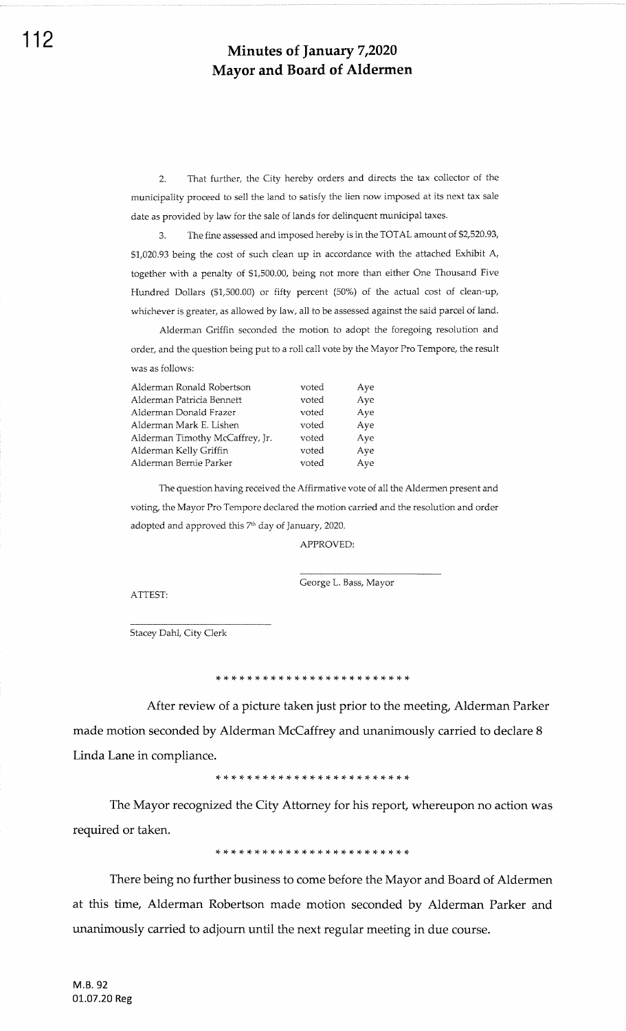# Minutes of January 7,2020
# Mayor and Board of Aldermen

2. That further, the City hereby orders and directs the tax collector of the municipality proceed to sell the land to satisfy the lien now imposed at its next tax sale date as provided by law for the sale of lands for delinquent municipal taxes.

3. The fine assessed and imposed hereby is in the TOTAL amount of $2,520.93, $1,020.93 being the cost of such clean up in accordance with the attached Exhibit A, together with a penalty of $1,500.00, being not more than either One Thousand Five Hundred Dollars ($1,500.00) or fifty percent (50%) of the actual cost of clean-up, whichever is greater, as allowed by law, all to be assessed against the said parcel of land.

Alderman Griffin seconded the motion to adopt the foregoing resolution and order, and the question being put to a roll call vote by the Mayor Pro Tempore, the result was as follows:

| | | |
|---|---|---|
| Alderman Ronald Robertson | voted | Aye |
| Alderman Patricia Bennett | voted | Aye |
| Alderman Donald Frazer | voted | Aye |
| Alderman Mark E. Lishen | voted | Aye |
| Alderman Timothy McCaffrey, Jr. | voted | Aye |
| Alderman Kelly Griffin | voted | Aye |
| Alderman Bernie Parker | voted | Aye |

The question having received the Affirmative vote of all the Aldermen present and voting, the Mayor Pro Tempore declared the motion carried and the resolution and order adopted and approved this 7th day of January, 2020.

APPROVED:

_____________________________

George L. Bass, Mayor

ATTEST:

_____________________________

Stacey Dahl, City Clerk

* * * * * * * * * * * * * * * * * * * * * * * * *

After review of a picture taken just prior to the meeting, Alderman Parker made motion seconded by Alderman McCaffrey and unanimously carried to declare 8 Linda Lane in compliance.

* * * * * * * * * * * * * * * * * * * * * * * * *

The Mayor recognized the City Attorney for his report, whereupon no action was required or taken.

* * * * * * * * * * * * * * * * * * * * * * * * *

There being no further business to come before the Mayor and Board of Aldermen at this time, Alderman Robertson made motion seconded by Alderman Parker and unanimously carried to adjourn until the next regular meeting in due course.

M.B. 92
01.07.20 Reg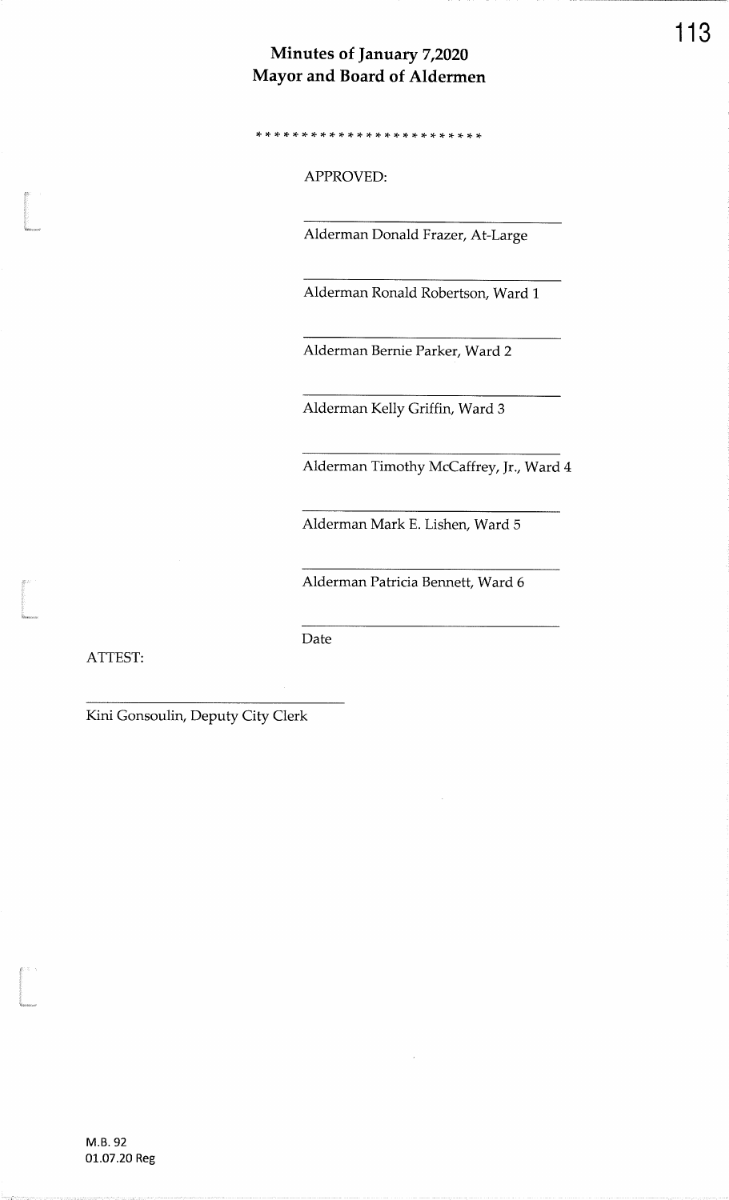**Minutes of January 7,2020**
**Mayor and Board of Aldermen**

\* \* \* \* \* \* \* \* \* \* \* \* \* \* \* \* \* \* \* \* \* \* \* \*

APPROVED:

\_\_\_\_\_\_\_\_\_\_\_\_\_\_\_\_\_\_\_\_\_\_\_\_\_\_\_\_\_\_\_\_\_\_

Alderman Donald Frazer, At-Large

\_\_\_\_\_\_\_\_\_\_\_\_\_\_\_\_\_\_\_\_\_\_\_\_\_\_\_\_\_\_\_\_\_\_

Alderman Ronald Robertson, Ward 1

\_\_\_\_\_\_\_\_\_\_\_\_\_\_\_\_\_\_\_\_\_\_\_\_\_\_\_\_\_\_\_\_\_\_

Alderman Bernie Parker, Ward 2

\_\_\_\_\_\_\_\_\_\_\_\_\_\_\_\_\_\_\_\_\_\_\_\_\_\_\_\_\_\_\_\_\_\_

Alderman Kelly Griffin, Ward 3

\_\_\_\_\_\_\_\_\_\_\_\_\_\_\_\_\_\_\_\_\_\_\_\_\_\_\_\_\_\_\_\_\_\_

Alderman Timothy McCaffrey, Jr., Ward 4

\_\_\_\_\_\_\_\_\_\_\_\_\_\_\_\_\_\_\_\_\_\_\_\_\_\_\_\_\_\_\_\_\_\_

Alderman Mark E. Lishen, Ward 5

\_\_\_\_\_\_\_\_\_\_\_\_\_\_\_\_\_\_\_\_\_\_\_\_\_\_\_\_\_\_\_\_\_\_

Alderman Patricia Bennett, Ward 6

\_\_\_\_\_\_\_\_\_\_\_\_\_\_\_\_\_\_\_\_\_\_\_\_\_\_\_\_\_\_\_\_\_\_

Date

ATTEST:

\_\_\_\_\_\_\_\_\_\_\_\_\_\_\_\_\_\_\_\_\_\_\_\_\_\_\_\_\_\_\_\_\_\_

Kini Gonsoulin, Deputy City Clerk

M.B. 92
01.07.20 Reg